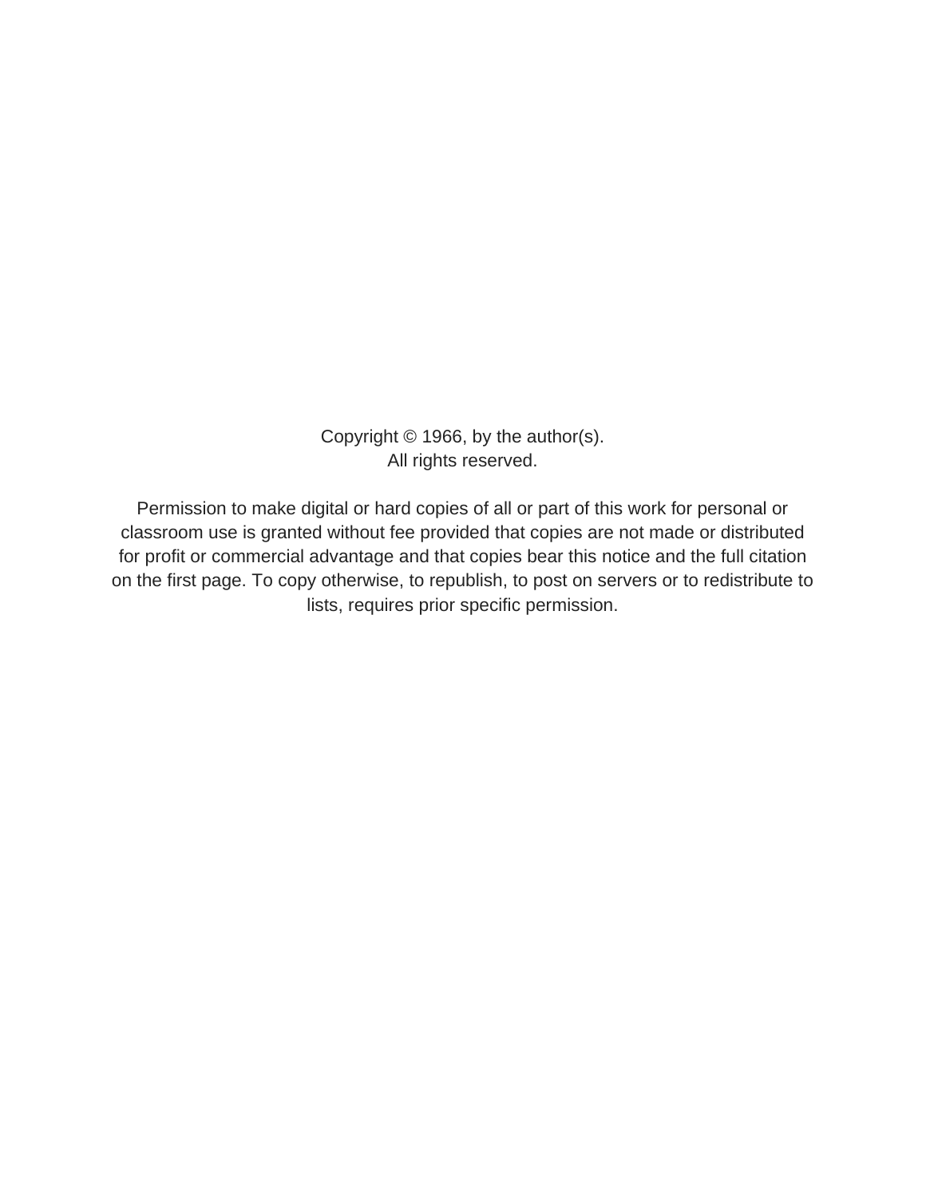Copyright © 1966, by the author(s).
All rights reserved.

Permission to make digital or hard copies of all or part of this work for personal or classroom use is granted without fee provided that copies are not made or distributed for profit or commercial advantage and that copies bear this notice and the full citation on the first page. To copy otherwise, to republish, to post on servers or to redistribute to lists, requires prior specific permission.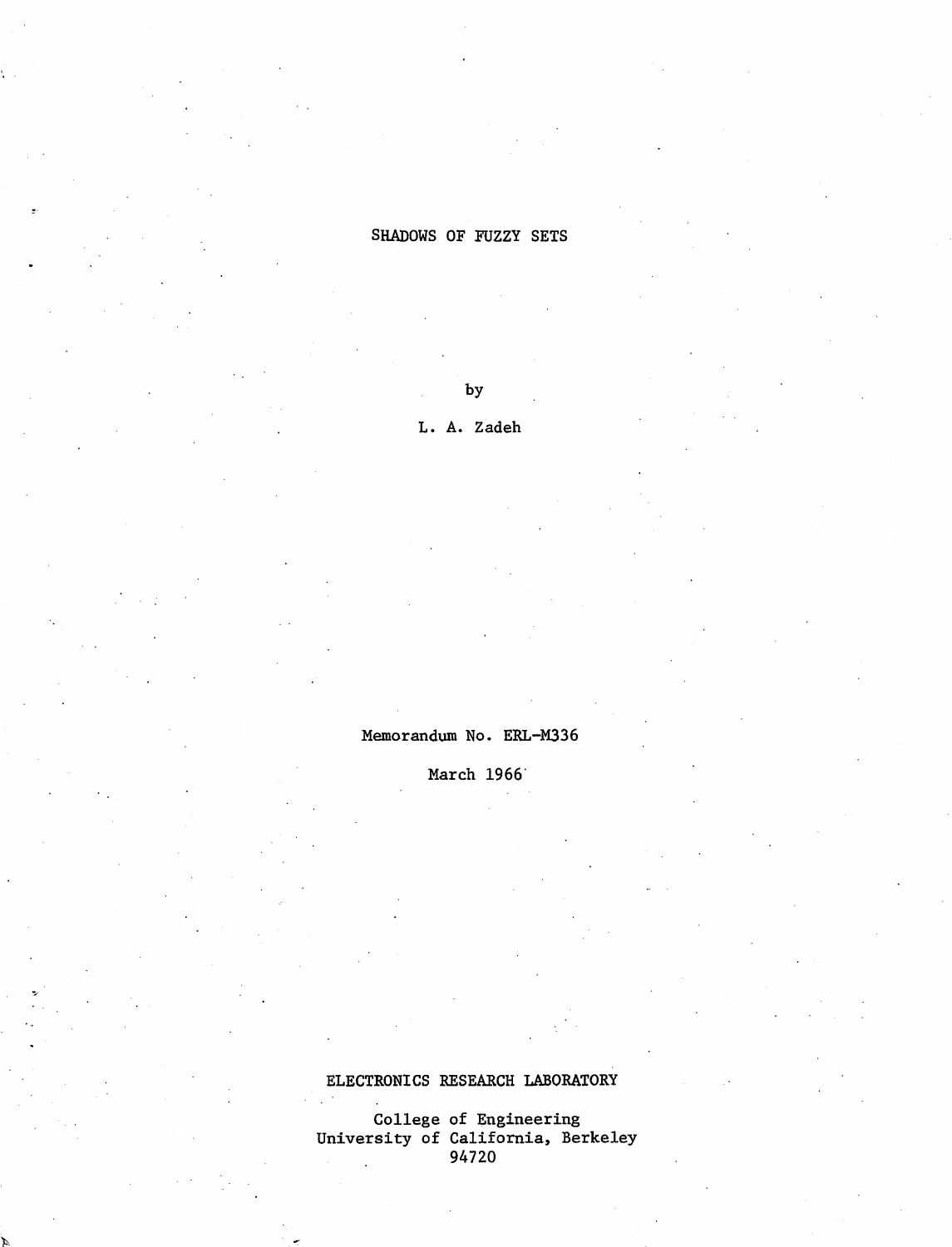# SHADOWS OF FUZZY SETS

by

L. A. Zadeh

Memorandum No. ERL-M336

March 1966

ELECTRONICS RESEARCH LABORATORY

College of Engineering
University of California, Berkeley
94720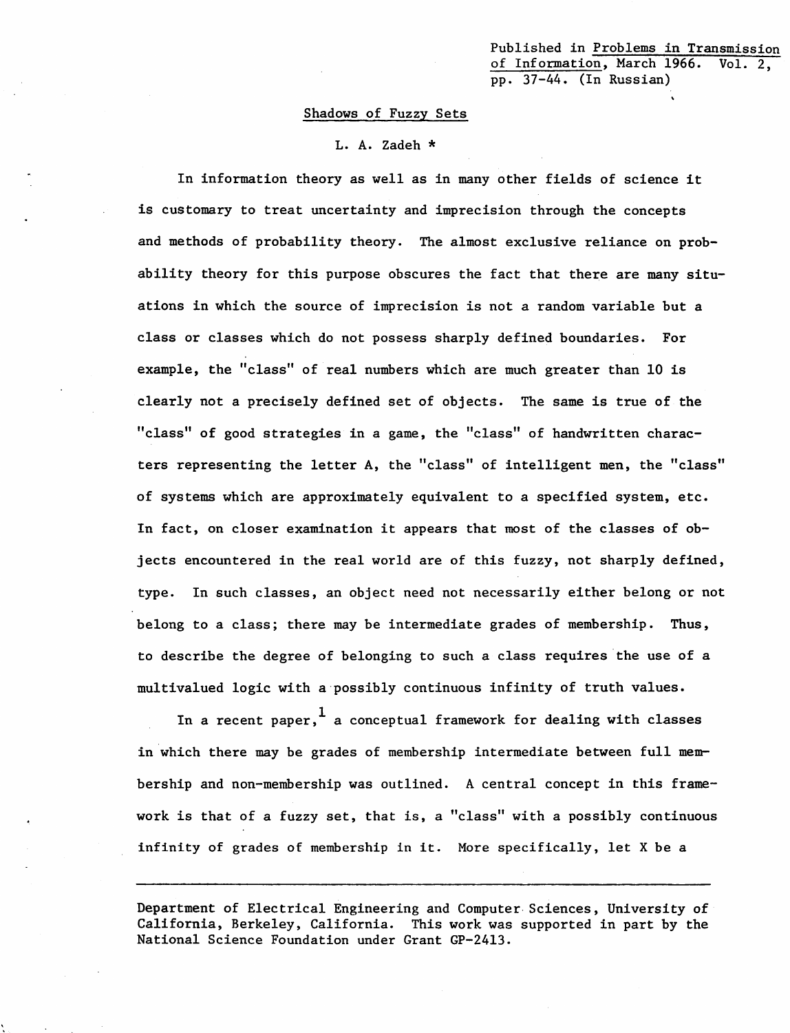Published in Problems in Transmission of Information, March 1966. Vol. 2, pp. 37-44. (In Russian)

# Shadows of Fuzzy Sets

L. A. Zadeh *

In information theory as well as in many other fields of science it is customary to treat uncertainty and imprecision through the concepts and methods of probability theory. The almost exclusive reliance on probability theory for this purpose obscures the fact that there are many situations in which the source of imprecision is not a random variable but a class or classes which do not possess sharply defined boundaries. For example, the "class" of real numbers which are much greater than 10 is clearly not a precisely defined set of objects. The same is true of the "class" of good strategies in a game, the "class" of handwritten characters representing the letter A, the "class" of intelligent men, the "class" of systems which are approximately equivalent to a specified system, etc. In fact, on closer examination it appears that most of the classes of objects encountered in the real world are of this fuzzy, not sharply defined, type. In such classes, an object need not necessarily either belong or not belong to a class; there may be intermediate grades of membership. Thus, to describe the degree of belonging to such a class requires the use of a multivalued logic with a possibly continuous infinity of truth values.

In a recent paper,[1] a conceptual framework for dealing with classes in which there may be grades of membership intermediate between full membership and non-membership was outlined. A central concept in this framework is that of a fuzzy set, that is, a "class" with a possibly continuous infinity of grades of membership in it. More specifically, let X be a

---

Department of Electrical Engineering and Computer Sciences, University of California, Berkeley, California. This work was supported in part by the National Science Foundation under Grant GP-2413.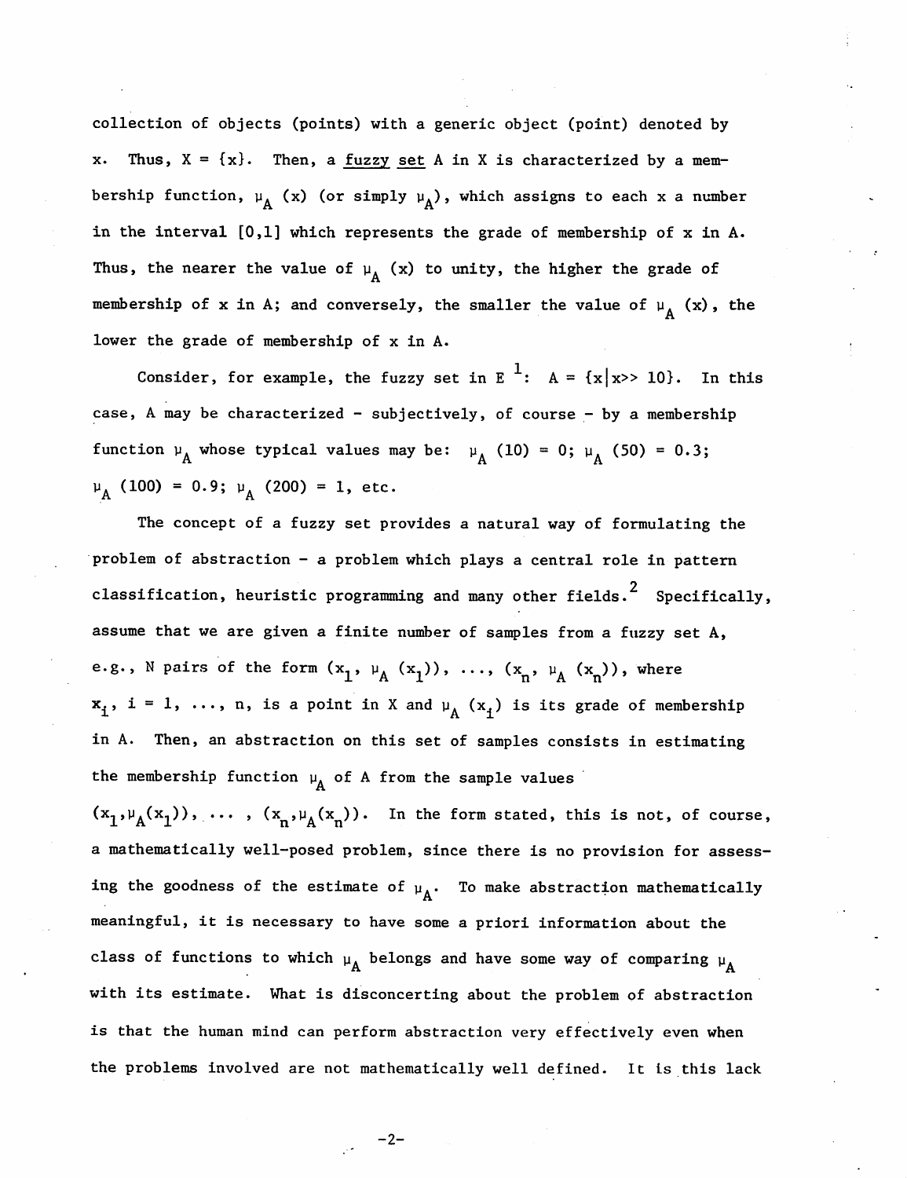collection of objects (points) with a generic object (point) denoted by x. Thus, $X = \{x\}$. Then, a <u>fuzzy set</u> A in X is characterized by a membership function, $\mu_A(x)$ (or simply $\mu_A$), which assigns to each x a number in the interval [0,1] which represents the grade of membership of x in A. Thus, the nearer the value of $\mu_A(x)$ to unity, the higher the grade of membership of x in A; and conversely, the smaller the value of $\mu_A(x)$, the lower the grade of membership of x in A.

Consider, for example, the fuzzy set in $E^1$: $A = \{x | x >> 10\}$. In this case, A may be characterized - subjectively, of course - by a membership function $\mu_A$ whose typical values may be: $\mu_A(10) = 0$; $\mu_A(50) = 0.3$; $\mu_A(100) = 0.9$; $\mu_A(200) = 1$, etc.

The concept of a fuzzy set provides a natural way of formulating the problem of abstraction - a problem which plays a central role in pattern classification, heuristic programming and many other fields.[2] Specifically, assume that we are given a finite number of samples from a fuzzy set A, e.g., N pairs of the form $(x_1, \mu_A(x_1)), \ldots, (x_n, \mu_A(x_n))$, where $x_i$, $i = 1, \ldots, n$, is a point in X and $\mu_A(x_i)$ is its grade of membership in A. Then, an abstraction on this set of samples consists in estimating the membership function $\mu_A$ of A from the sample values $(x_1, \mu_A(x_1)), \ldots, (x_n, \mu_A(x_n))$. In the form stated, this is not, of course, a mathematically well-posed problem, since there is no provision for assessing the goodness of the estimate of $\mu_A$. To make abstraction mathematically meaningful, it is necessary to have some a priori information about the class of functions to which $\mu_A$ belongs and have some way of comparing $\mu_A$ with its estimate. What is disconcerting about the problem of abstraction is that the human mind can perform abstraction very effectively even when the problems involved are not mathematically well defined. It is this lack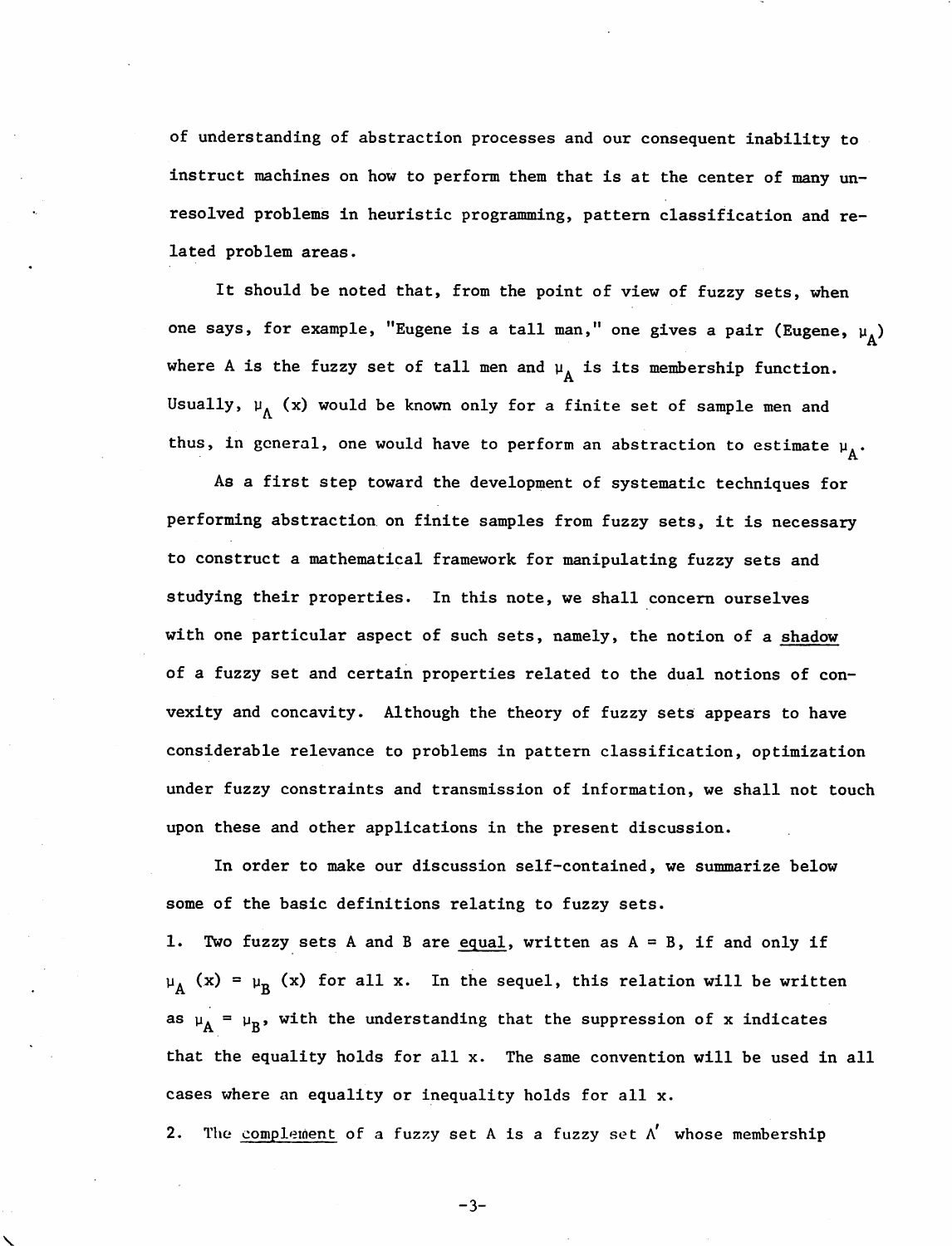of understanding of abstraction processes and our consequent inability to instruct machines on how to perform them that is at the center of many unresolved problems in heuristic programming, pattern classification and related problem areas.

It should be noted that, from the point of view of fuzzy sets, when one says, for example, "Eugene is a tall man," one gives a pair (Eugene, $\mu_A$) where A is the fuzzy set of tall men and $\mu_A$ is its membership function. Usually, $\mu_A(x)$ would be known only for a finite set of sample men and thus, in general, one would have to perform an abstraction to estimate $\mu_A$.

As a first step toward the development of systematic techniques for performing abstraction on finite samples from fuzzy sets, it is necessary to construct a mathematical framework for manipulating fuzzy sets and studying their properties. In this note, we shall concern ourselves with one particular aspect of such sets, namely, the notion of a <u>shadow</u> of a fuzzy set and certain properties related to the dual notions of convexity and concavity. Although the theory of fuzzy sets appears to have considerable relevance to problems in pattern classification, optimization under fuzzy constraints and transmission of information, we shall not touch upon these and other applications in the present discussion.

In order to make our discussion self-contained, we summarize below some of the basic definitions relating to fuzzy sets.

1. Two fuzzy sets A and B are <u>equal</u>, written as A = B, if and only if $\mu_A(x) = \mu_B(x)$ for all x. In the sequel, this relation will be written as $\mu_A = \mu_B$, with the understanding that the suppression of x indicates that the equality holds for all x. The same convention will be used in all cases where an equality or inequality holds for all x.

2. The <u>complement</u> of a fuzzy set A is a fuzzy set $A'$ whose membership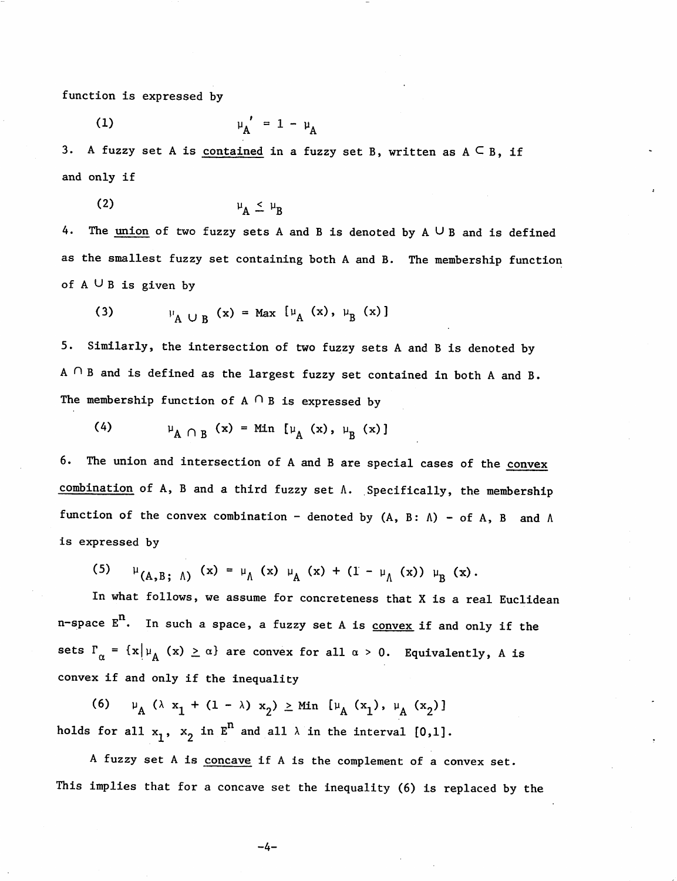function is expressed by

$$\text{(1)} \qquad \mu_A' = 1 - \mu_A$$

3. A fuzzy set A is <u>contained</u> in a fuzzy set B, written as $A \subset B$, if and only if

$$\text{(2)} \qquad \mu_A \leq \mu_B$$

4. The <u>union</u> of two fuzzy sets A and B is denoted by $A \cup B$ and is defined as the smallest fuzzy set containing both A and B. The membership function of $A \cup B$ is given by

$$\text{(3)} \qquad \mu_{A \cup B}(x) = \text{Max}\ [\mu_A(x), \mu_B(x)]$$

5. Similarly, the intersection of two fuzzy sets A and B is denoted by $A \cap B$ and is defined as the largest fuzzy set contained in both A and B. The membership function of $A \cap B$ is expressed by

$$\text{(4)} \qquad \mu_{A \cap B}(x) = \text{Min}\ [\mu_A(x), \mu_B(x)]$$

6. The union and intersection of A and B are special cases of the <u>convex combination</u> of A, B and a third fuzzy set $\Lambda$. Specifically, the membership function of the convex combination - denoted by $(A, B: \Lambda)$ - of A, B and $\Lambda$ is expressed by

$$\text{(5)} \qquad \mu_{(A,B;\ \Lambda)}(x) = \mu_\Lambda(x)\ \mu_A(x) + (1 - \mu_\Lambda(x))\ \mu_B(x).$$

In what follows, we assume for concreteness that X is a real Euclidean n-space $E^n$. In such a space, a fuzzy set A is <u>convex</u> if and only if the sets $\Gamma_\alpha = \{x | \mu_A(x) \geq \alpha\}$ are convex for all $\alpha > 0$. Equivalently, A is convex if and only if the inequality

$$\text{(6)} \qquad \mu_A(\lambda x_1 + (1 - \lambda) x_2) \geq \text{Min}\ [\mu_A(x_1), \mu_A(x_2)]$$

holds for all $x_1$, $x_2$ in $E^n$ and all $\lambda$ in the interval [0,1].

A fuzzy set A is <u>concave</u> if A is the complement of a convex set. This implies that for a concave set the inequality (6) is replaced by the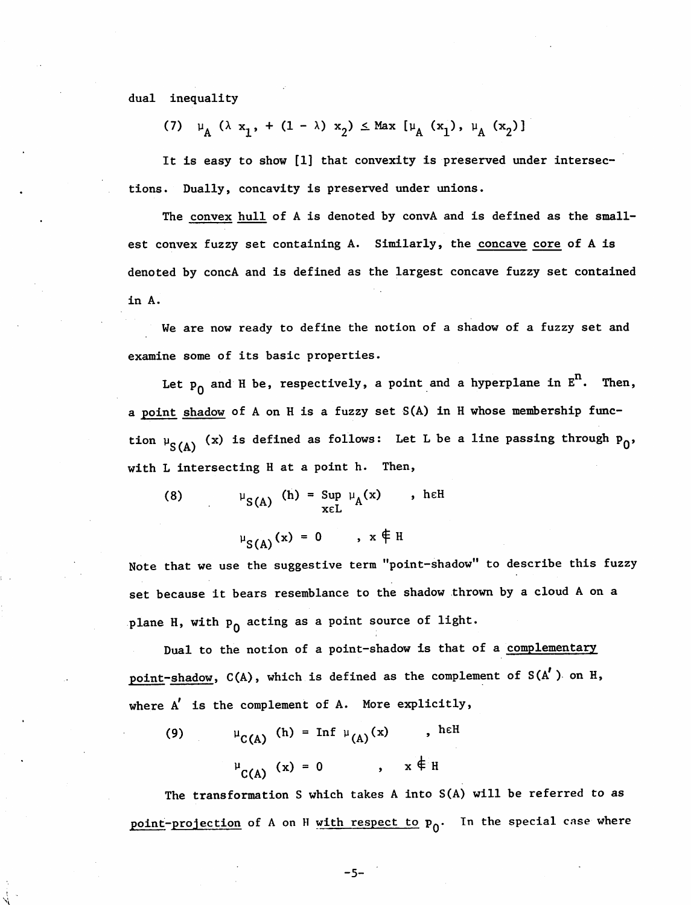dual inequality

(7) $\mu_A(\lambda x_1, + (1 - \lambda) x_2) \leq \text{Max}\,[\mu_A(x_1), \mu_A(x_2)]$

It is easy to show [1] that convexity is preserved under intersections. Dually, concavity is preserved under unions.

The convex hull of A is denoted by convA and is defined as the smallest convex fuzzy set containing A. Similarly, the concave core of A is denoted by concA and is defined as the largest concave fuzzy set contained in A.

We are now ready to define the notion of a shadow of a fuzzy set and examine some of its basic properties.

Let $p_0$ and H be, respectively, a point and a hyperplane in $E^n$. Then, a point shadow of A on H is a fuzzy set S(A) in H whose membership function $\mu_{S(A)}(x)$ is defined as follows: Let L be a line passing through $p_0$, with L intersecting H at a point h. Then,

$$(8) \qquad \mu_{S(A)}(h) = \underset{x \in L}{\text{Sup}}\, \mu_A(x) \quad , \; h \in H$$

$$\mu_{S(A)}(x) = 0 \quad , \; x \notin H$$

Note that we use the suggestive term "point-shadow" to describe this fuzzy set because it bears resemblance to the shadow thrown by a cloud A on a plane H, with $p_0$ acting as a point source of light.

Dual to the notion of a point-shadow is that of a complementary point-shadow, C(A), which is defined as the complement of S(A$'$) on H, where A$'$ is the complement of A. More explicitly,

$$(9) \qquad \mu_{C(A)}(h) = \text{Inf}\, \mu_{(A)}(x) \quad , \; h \in H$$

$$\mu_{C(A)}(x) = 0 \quad , \; x \notin H$$

The transformation S which takes A into S(A) will be referred to as point-projection of A on H with respect to $p_0$. In the special case where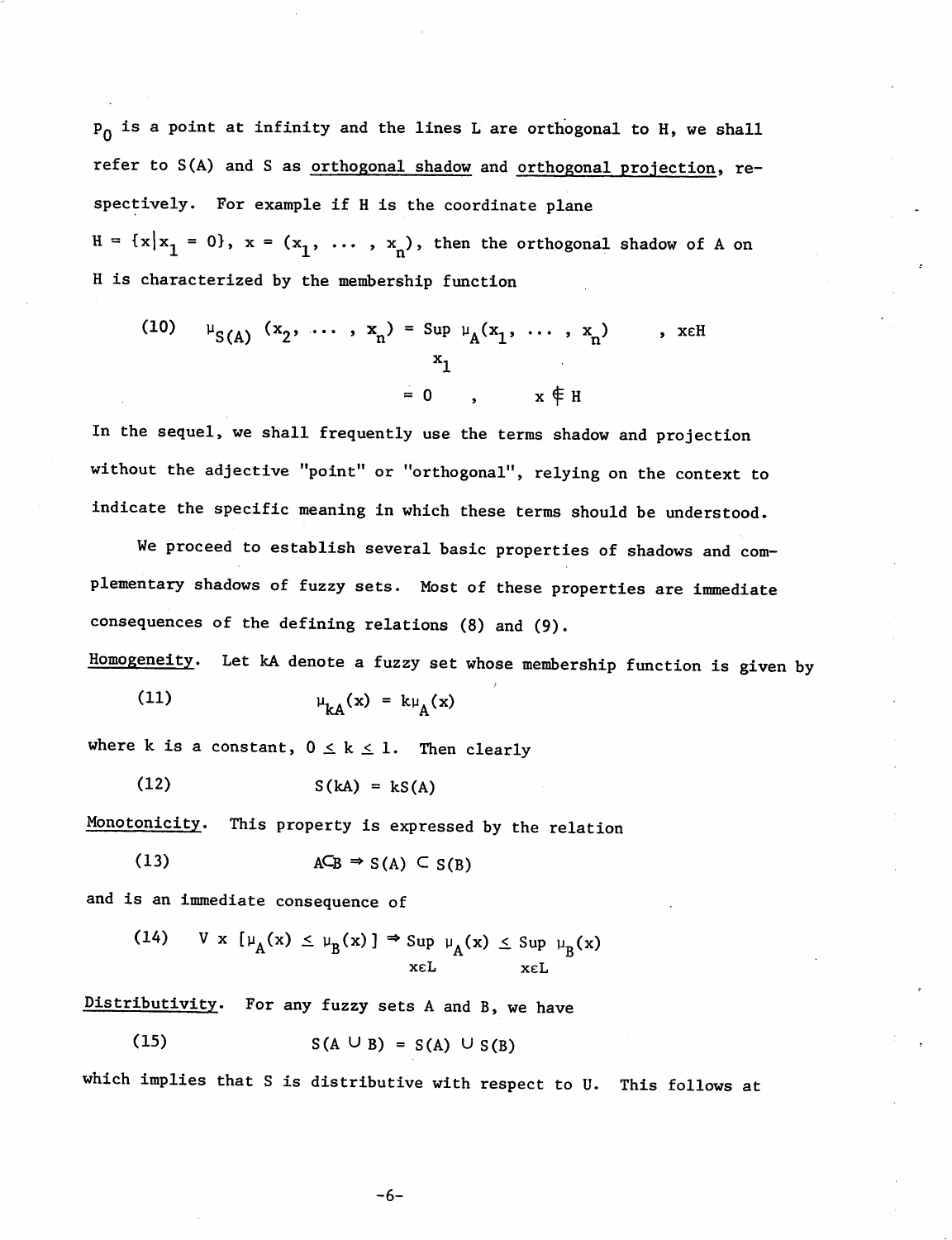$P_0$ is a point at infinity and the lines L are orthogonal to H, we shall refer to S(A) and S as <u>orthogonal shadow</u> and <u>orthogonal projection</u>, respectively. For example if H is the coordinate plane $H = \{x | x_1 = 0\}$, $x = (x_1, \ldots, x_n)$, then the orthogonal shadow of A on H is characterized by the membership function

$$\text{(10)} \qquad \mu_{S(A)}(x_2, \ldots, x_n) = \operatorname*{Sup}_{x_1} \mu_A(x_1, \ldots, x_n) \qquad , \; x \epsilon H$$
$$= 0 \qquad , \qquad x \notin H$$

In the sequel, we shall frequently use the terms shadow and projection without the adjective "point" or "orthogonal", relying on the context to indicate the specific meaning in which these terms should be understood.

We proceed to establish several basic properties of shadows and complementary shadows of fuzzy sets. Most of these properties are immediate consequences of the defining relations (8) and (9).

<u>Homogeneity</u>. Let kA denote a fuzzy set whose membership function is given by

$$\text{(11)} \qquad \mu_{kA}(x) = k\mu_A(x)$$

where k is a constant, $0 \leq k \leq 1$. Then clearly

$$\text{(12)} \qquad S(kA) = kS(A)$$

<u>Monotonicity</u>. This property is expressed by the relation

$$\text{(13)} \qquad A \subset B \Rightarrow S(A) \subset S(B)$$

and is an immediate consequence of

$$\text{(14)} \qquad \forall x \, [\mu_A(x) \leq \mu_B(x)] \Rightarrow \operatorname*{Sup}_{x \epsilon L} \mu_A(x) \leq \operatorname*{Sup}_{x \epsilon L} \mu_B(x)$$

<u>Distributivity</u>. For any fuzzy sets A and B, we have

$$\text{(15)} \qquad S(A \cup B) = S(A) \cup S(B)$$

which implies that S is distributive with respect to U. This follows at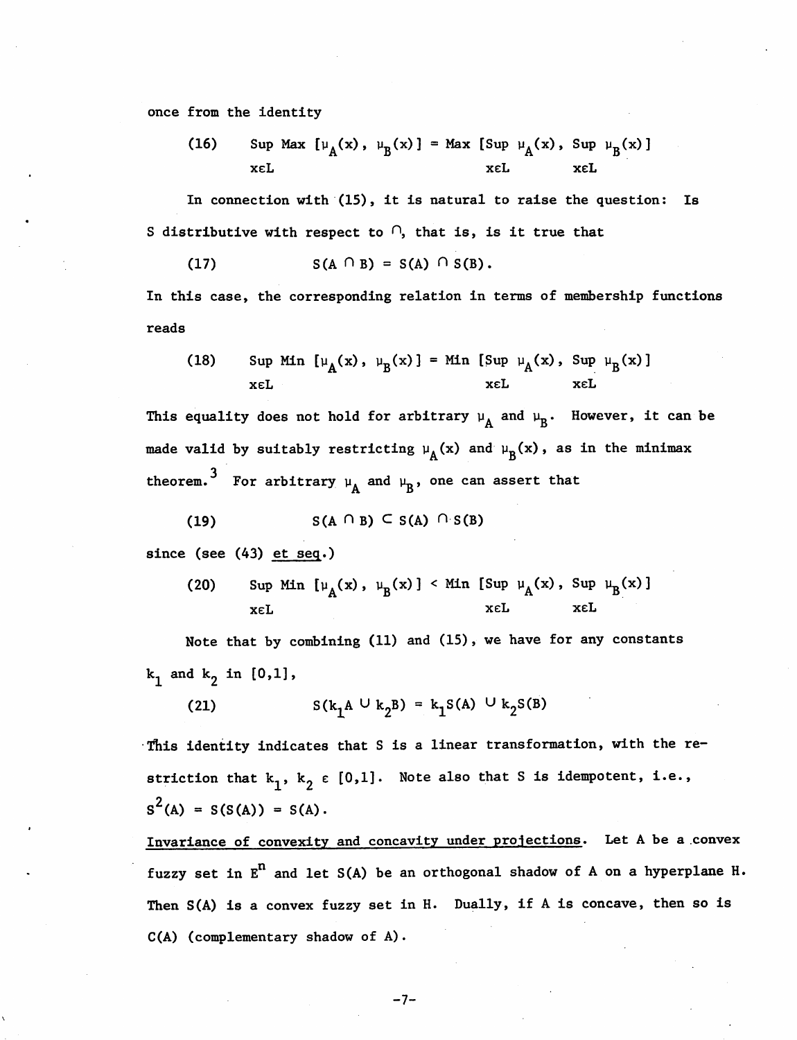once from the identity

$$\text{(16)} \qquad \operatorname*{Sup}_{x\epsilon L} \text{Max} [\mu_A(x), \mu_B(x)] = \text{Max} [\operatorname*{Sup}_{x\epsilon L} \mu_A(x), \operatorname*{Sup}_{x\epsilon L} \mu_B(x)]$$

In connection with (15), it is natural to raise the question: Is S distributive with respect to $\cap$, that is, is it true that

$$\text{(17)} \qquad S(A \cap B) = S(A) \cap S(B).$$

In this case, the corresponding relation in terms of membership functions reads

$$\text{(18)} \qquad \operatorname*{Sup}_{x\epsilon L} \text{Min} [\mu_A(x), \mu_B(x)] = \text{Min} [\operatorname*{Sup}_{x\epsilon L} \mu_A(x), \operatorname*{Sup}_{x\epsilon L} \mu_B(x)]$$

This equality does not hold for arbitrary $\mu_A$ and $\mu_B$. However, it can be made valid by suitably restricting $\mu_A(x)$ and $\mu_B(x)$, as in the minimax theorem.[3] For arbitrary $\mu_A$ and $\mu_B$, one can assert that

$$\text{(19)} \qquad S(A \cap B) \subset S(A) \cap S(B)$$

since (see (43) *et seq.*)

$$\text{(20)} \qquad \operatorname*{Sup}_{x\epsilon L} \text{Min} [\mu_A(x), \mu_B(x)] < \text{Min} [\operatorname*{Sup}_{x\epsilon L} \mu_A(x), \operatorname*{Sup}_{x\epsilon L} \mu_B(x)]$$

Note that by combining (11) and (15), we have for any constants $k_1$ and $k_2$ in [0,1],

$$\text{(21)} \qquad S(k_1 A \cup k_2 B) = k_1 S(A) \cup k_2 S(B)$$

This identity indicates that S is a linear transformation, with the restriction that $k_1$, $k_2 \in [0,1]$. Note also that S is idempotent, i.e., $S^2(A) = S(S(A)) = S(A)$.

<u>Invariance of convexity and concavity under projections</u>. Let A be a convex fuzzy set in $E^n$ and let S(A) be an orthogonal shadow of A on a hyperplane H. Then S(A) is a convex fuzzy set in H. Dually, if A is concave, then so is C(A) (complementary shadow of A).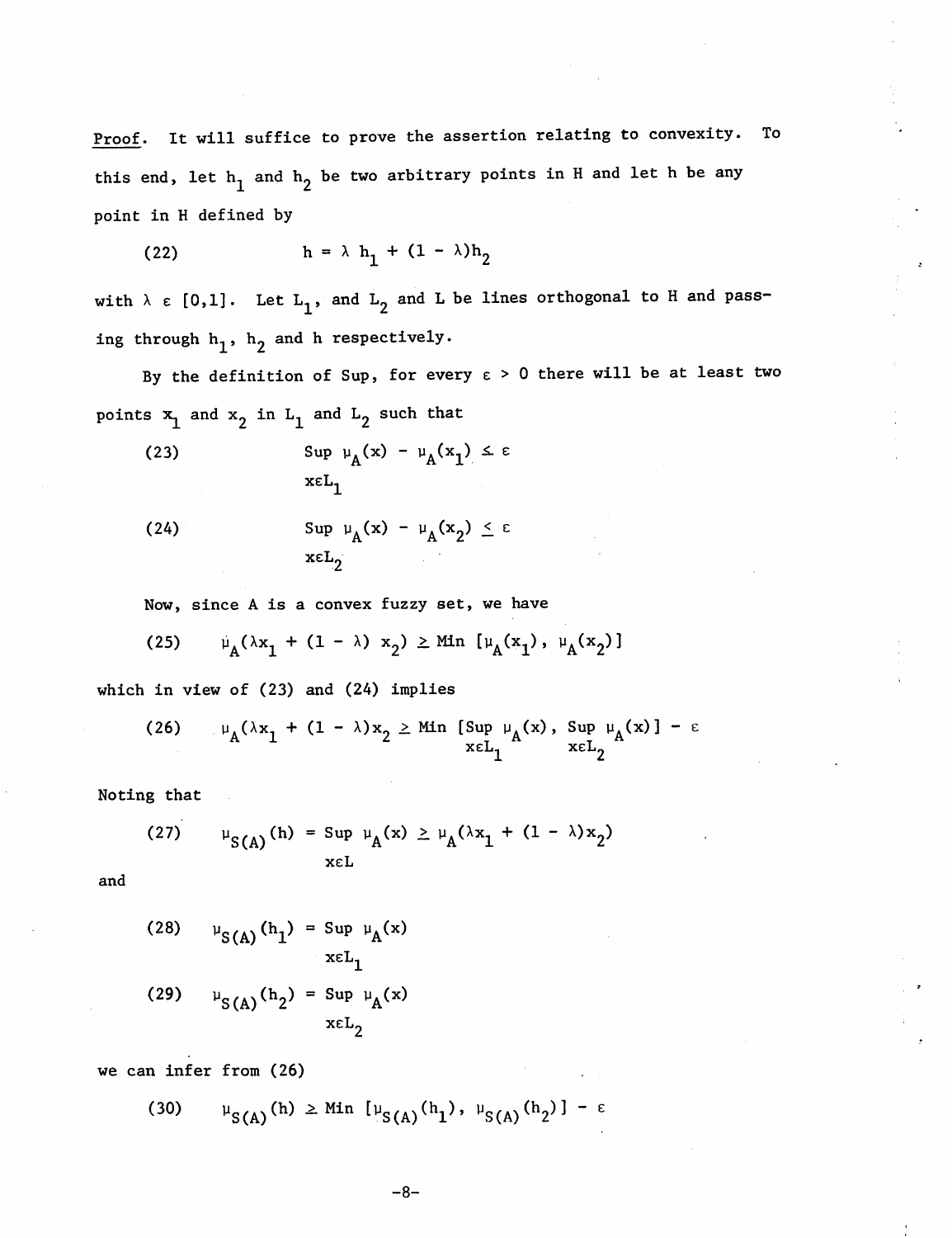*Proof*. It will suffice to prove the assertion relating to convexity. To this end, let $h_1$ and $h_2$ be two arbitrary points in H and let h be any point in H defined by

$$(22) \qquad h = \lambda h_1 + (1 - \lambda)h_2$$

with $\lambda \varepsilon [0,1]$. Let $L_1$, and $L_2$ and L be lines orthogonal to H and passing through $h_1$, $h_2$ and h respectively.

By the definition of Sup, for every $\varepsilon > 0$ there will be at least two points $x_1$ and $x_2$ in $L_1$ and $L_2$ such that

$$(23) \qquad \operatorname*{Sup}_{x \varepsilon L_1} \mu_A(x) - \mu_A(x_1) \leq \varepsilon$$

$$(24) \qquad \operatorname*{Sup}_{x \varepsilon L_2} \mu_A(x) - \mu_A(x_2) \leq \varepsilon$$

Now, since A is a convex fuzzy set, we have

$$(25) \qquad \mu_A(\lambda x_1 + (1 - \lambda) x_2) \geq \text{Min } [\mu_A(x_1), \mu_A(x_2)]$$

which in view of (23) and (24) implies

$$(26) \qquad \mu_A(\lambda x_1 + (1 - \lambda)x_2 \geq \text{Min } [\operatorname*{Sup}_{x \varepsilon L_1} \mu_A(x), \operatorname*{Sup}_{x \varepsilon L_2} \mu_A(x)] - \varepsilon$$

Noting that

$$(27) \qquad \mu_{S(A)}(h) = \operatorname*{Sup}_{x \varepsilon L} \mu_A(x) \geq \mu_A(\lambda x_1 + (1 - \lambda)x_2)$$

and

$$(28) \qquad \mu_{S(A)}(h_1) = \operatorname*{Sup}_{x \varepsilon L_1} \mu_A(x)$$

$$(29) \qquad \mu_{S(A)}(h_2) = \operatorname*{Sup}_{x \varepsilon L_2} \mu_A(x)$$

we can infer from (26)

$$(30) \qquad \mu_{S(A)}(h) \geq \text{Min } [\mu_{S(A)}(h_1), \mu_{S(A)}(h_2)] - \varepsilon$$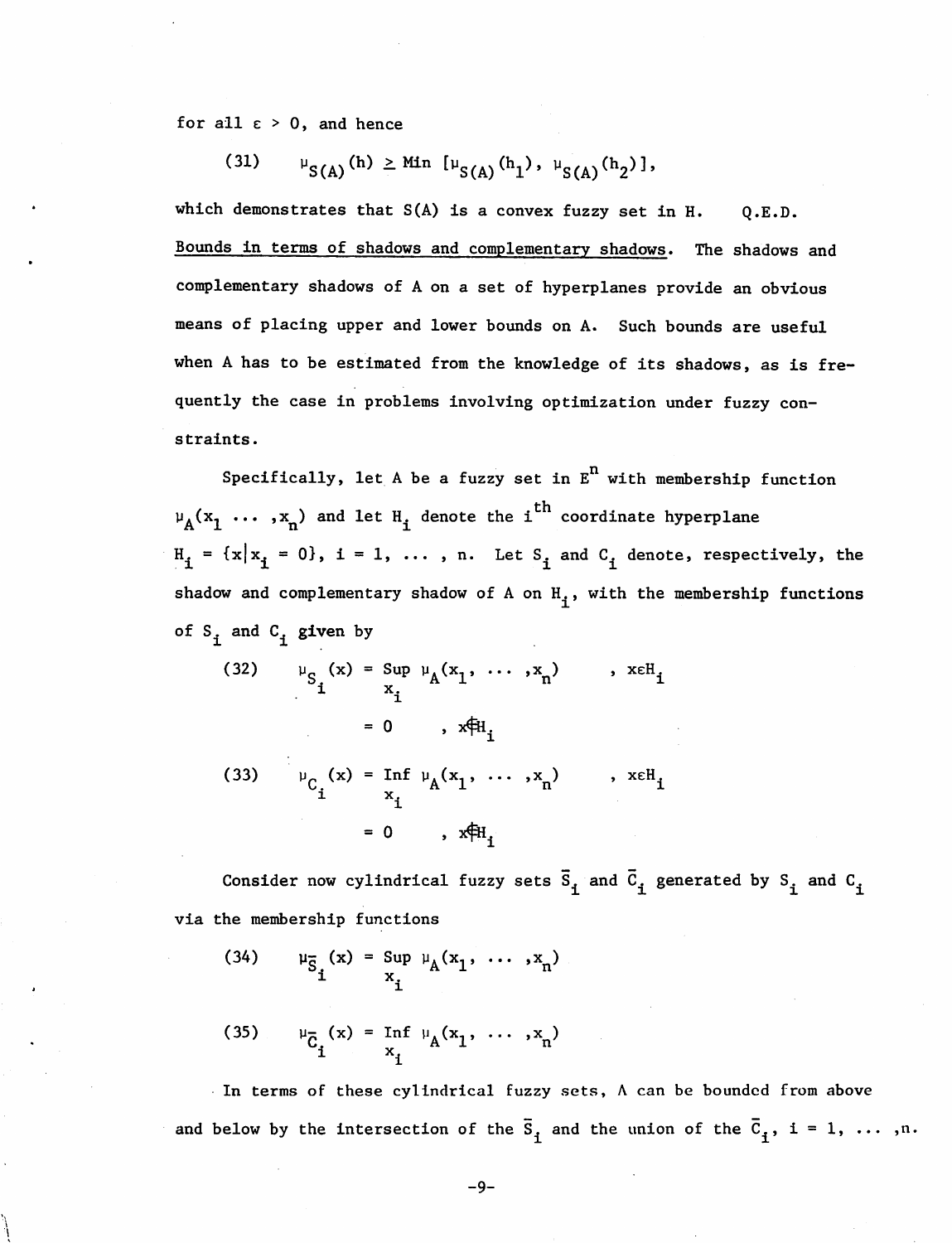for all $\varepsilon > 0$, and hence

$$(31) \qquad \mu_{S(A)}(h) \geq \text{Min } [\mu_{S(A)}(h_1), \mu_{S(A)}(h_2)],$$

which demonstrates that $S(A)$ is a convex fuzzy set in $H$. Q.E.D.

Bounds in terms of shadows and complementary shadows. The shadows and complementary shadows of A on a set of hyperplanes provide an obvious means of placing upper and lower bounds on A. Such bounds are useful when A has to be estimated from the knowledge of its shadows, as is frequently the case in problems involving optimization under fuzzy constraints.

Specifically, let A be a fuzzy set in $E^n$ with membership function $\mu_A(x_1 \ldots ,x_n)$ and let $H_i$ denote the $i^{th}$ coordinate hyperplane $H_i = \{x | x_i = 0\}$, $i = 1, \ldots , n$. Let $S_i$ and $C_i$ denote, respectively, the shadow and complementary shadow of A on $H_i$, with the membership functions of $S_i$ and $C_i$ given by

$$(32) \qquad \mu_{S_i}(x) = \underset{x_i}{\text{Sup}}\ \mu_A(x_1, \ldots ,x_n) \qquad , x \in H_i$$

$$= 0 \qquad , x \notin H_i$$

$$(33) \qquad \mu_{C_i}(x) = \underset{x_i}{\text{Inf}}\ \mu_A(x_1, \ldots ,x_n) \qquad , x \in H_i$$

$$= 0 \qquad , x \notin H_i$$

Consider now cylindrical fuzzy sets $\bar{S}_i$ and $\bar{C}_i$ generated by $S_i$ and $C_i$ via the membership functions

$$(34) \qquad \mu_{\bar{S}_i}(x) = \underset{x_i}{\text{Sup}}\ \mu_A(x_1, \ldots ,x_n)$$

$$(35) \qquad \mu_{\bar{C}_i}(x) = \underset{x_i}{\text{Inf}}\ \mu_A(x_1, \ldots ,x_n)$$

In terms of these cylindrical fuzzy sets, A can be bounded from above and below by the intersection of the $\bar{S}_i$ and the union of the $\bar{C}_i$, $i = 1, \ldots ,n$.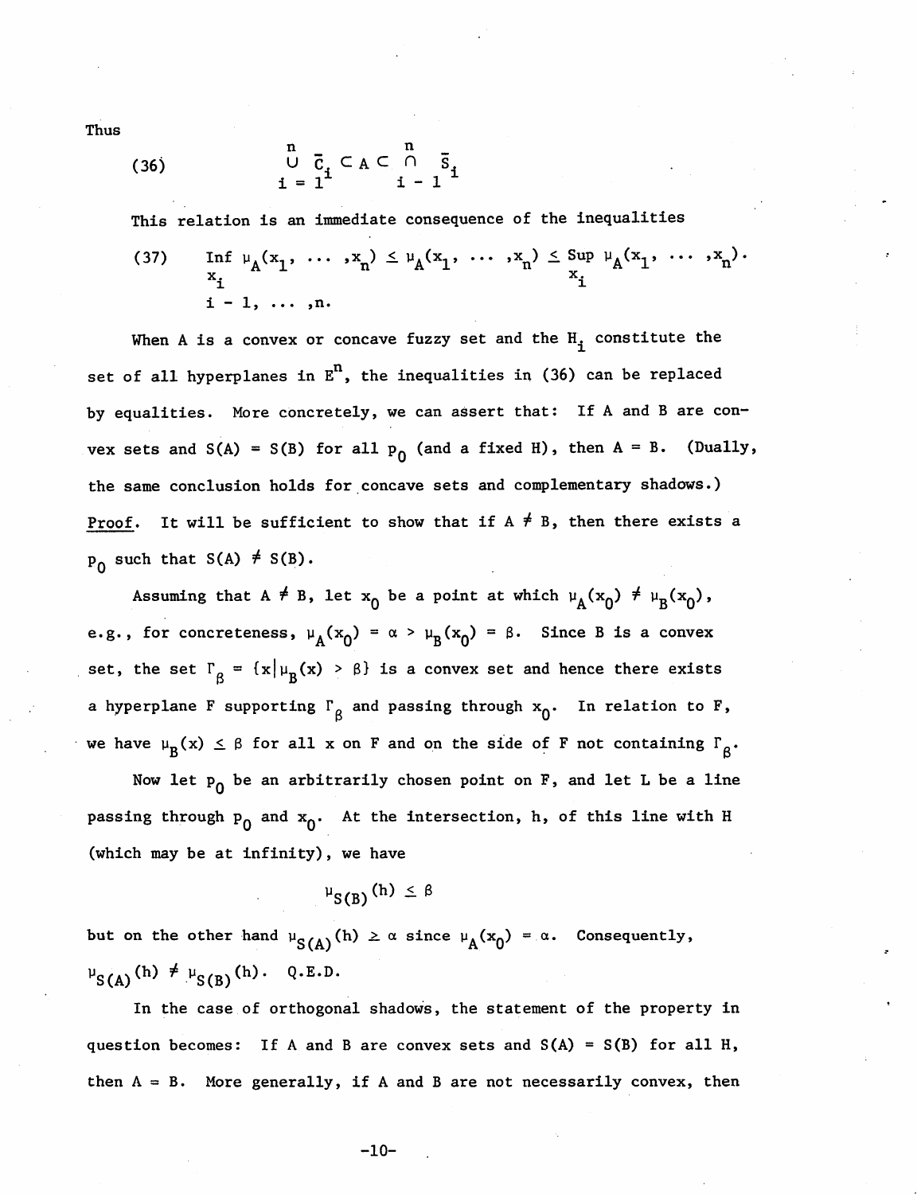Thus

$$(36) \qquad \bigcup_{i=1}^{n} \bar{C}_i \subset A \subset \bigcap_{i-1}^{n} \bar{S}_i$$

This relation is an immediate consequence of the inequalities

$$(37) \qquad \operatorname*{Inf}_{x_i} \mu_A(x_1, \ldots, x_n) \leq \mu_A(x_1, \ldots, x_n) \leq \operatorname*{Sup}_{x_i} \mu_A(x_1, \ldots, x_n).$$
$$i - 1, \ldots, n.$$

When A is a convex or concave fuzzy set and the $H_i$ constitute the set of all hyperplanes in $E^n$, the inequalities in (36) can be replaced by equalities. More concretely, we can assert that: If A and B are convex sets and $S(A) = S(B)$ for all $p_0$ (and a fixed H), then $A = B$. (Dually, the same conclusion holds for concave sets and complementary shadows.)

Proof. It will be sufficient to show that if $A \neq B$, then there exists a $p_0$ such that $S(A) \neq S(B)$.

Assuming that $A \neq B$, let $x_0$ be a point at which $\mu_A(x_0) \neq \mu_B(x_0)$, e.g., for concreteness, $\mu_A(x_0) = \alpha > \mu_B(x_0) = \beta$. Since B is a convex set, the set $\Gamma_\beta = \{x | \mu_B(x) > \beta\}$ is a convex set and hence there exists a hyperplane F supporting $\Gamma_\beta$ and passing through $x_0$. In relation to F, we have $\mu_B(x) \leq \beta$ for all x on F and on the side of F not containing $\Gamma_\beta$.

Now let $p_0$ be an arbitrarily chosen point on F, and let L be a line passing through $p_0$ and $x_0$. At the intersection, h, of this line with H (which may be at infinity), we have

$$\mu_{S(B)}(h) \leq \beta$$

but on the other hand $\mu_{S(A)}(h) \geq \alpha$ since $\mu_A(x_0) = \alpha$. Consequently, $\mu_{S(A)}(h) \neq \mu_{S(B)}(h)$. Q.E.D.

In the case of orthogonal shadows, the statement of the property in question becomes: If A and B are convex sets and $S(A) = S(B)$ for all H, then $A = B$. More generally, if A and B are not necessarily convex, then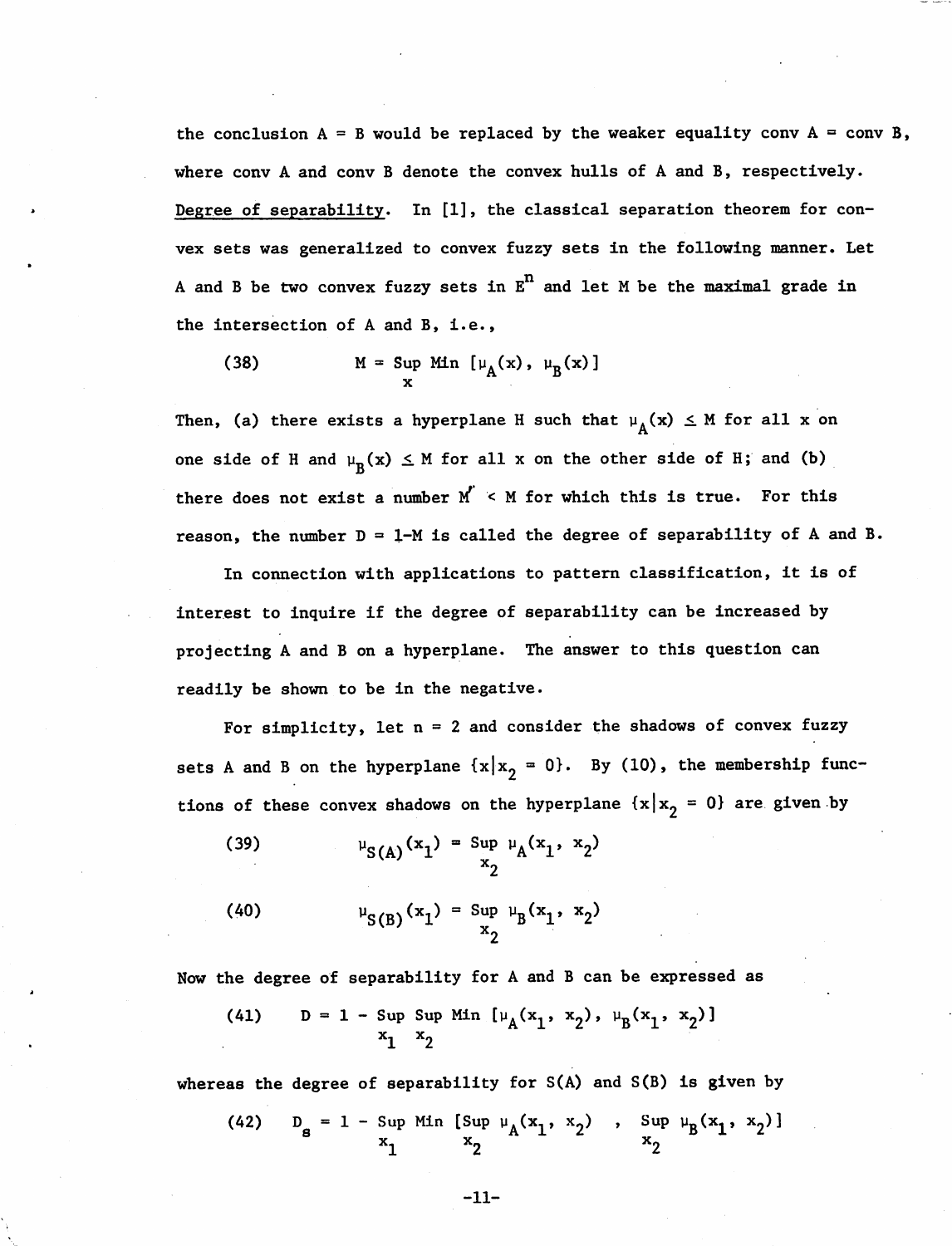the conclusion A = B would be replaced by the weaker equality conv A = conv B, where conv A and conv B denote the convex hulls of A and B, respectively.

Degree of separability. In [1], the classical separation theorem for convex sets was generalized to convex fuzzy sets in the following manner. Let A and B be two convex fuzzy sets in $E^n$ and let M be the maximal grade in the intersection of A and B, i.e.,

$$M = \operatorname*{Sup}_{x} \operatorname{Min} [\mu_A(x), \mu_B(x)] \tag{38}$$

Then, (a) there exists a hyperplane H such that $\mu_A(x) \leq M$ for all x on one side of H and $\mu_B(x) \leq M$ for all x on the other side of H; and (b) there does not exist a number $M' < M$ for which this is true. For this reason, the number $D = 1-M$ is called the degree of separability of A and B.

In connection with applications to pattern classification, it is of interest to inquire if the degree of separability can be increased by projecting A and B on a hyperplane. The answer to this question can readily be shown to be in the negative.

For simplicity, let n = 2 and consider the shadows of convex fuzzy sets A and B on the hyperplane $\{x | x_2 = 0\}$. By (10), the membership functions of these convex shadows on the hyperplane $\{x | x_2 = 0\}$ are given by

$$\mu_{S(A)}(x_1) = \operatorname*{Sup}_{x_2} \mu_A(x_1, x_2) \tag{39}$$

$$\mu_{S(B)}(x_1) = \operatorname*{Sup}_{x_2} \mu_B(x_1, x_2) \tag{40}$$

Now the degree of separability for A and B can be expressed as

$$D = 1 - \operatorname*{Sup}_{x_1} \operatorname*{Sup}_{x_2} \operatorname{Min} [\mu_A(x_1, x_2), \mu_B(x_1, x_2)] \tag{41}$$

whereas the degree of separability for S(A) and S(B) is given by

$$D_s = 1 - \operatorname*{Sup}_{x_1} \operatorname{Min} [\operatorname*{Sup}_{x_2} \mu_A(x_1, x_2) \ , \ \operatorname*{Sup}_{x_2} \mu_B(x_1, x_2)] \tag{42}$$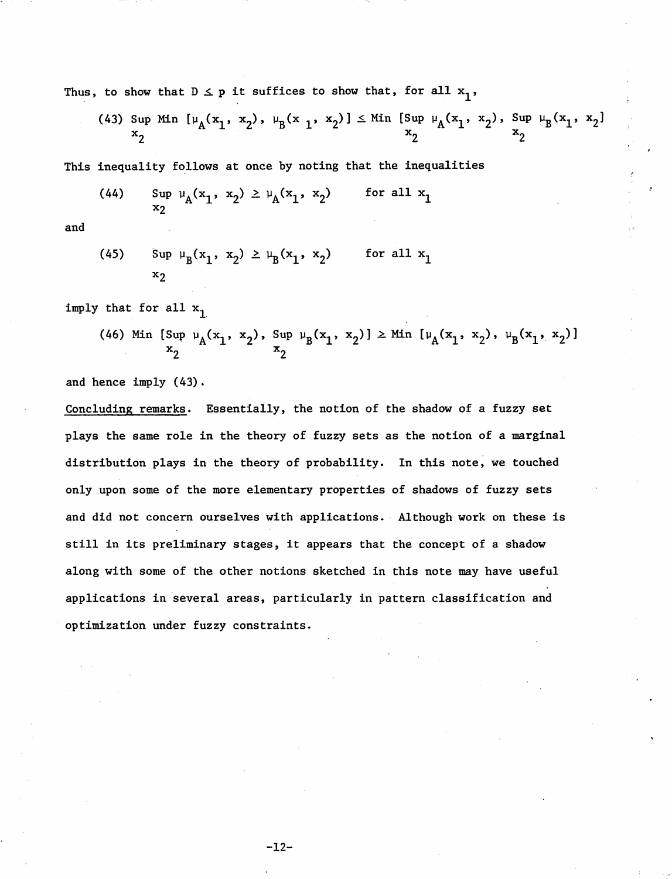Thus, to show that $D \leq p$ it suffices to show that, for all $x_1$,

$$(43) \quad \operatorname*{Sup}_{x_2} \operatorname{Min} [\mu_A(x_1, x_2), \mu_B(x_1, x_2)] \leq \operatorname{Min} [\operatorname*{Sup}_{x_2} \mu_A(x_1, x_2), \operatorname*{Sup}_{x_2} \mu_B(x_1, x_2)]$$

This inequality follows at once by noting that the inequalities

$$(44) \qquad \operatorname*{Sup}_{x_2} \mu_A(x_1, x_2) \geq \mu_A(x_1, x_2) \qquad \text{for all } x_1$$

and

$$(45) \qquad \operatorname*{Sup}_{x_2} \mu_B(x_1, x_2) \geq \mu_B(x_1, x_2) \qquad \text{for all } x_1$$

imply that for all $x_1$

$$(46) \quad \operatorname{Min} [\operatorname*{Sup}_{x_2} \mu_A(x_1, x_2), \operatorname*{Sup}_{x_2} \mu_B(x_1, x_2)] \geq \operatorname{Min} [\mu_A(x_1, x_2), \mu_B(x_1, x_2)]$$

and hence imply (43).

Concluding remarks. Essentially, the notion of the shadow of a fuzzy set plays the same role in the theory of fuzzy sets as the notion of a marginal distribution plays in the theory of probability. In this note, we touched only upon some of the more elementary properties of shadows of fuzzy sets and did not concern ourselves with applications. Although work on these is still in its preliminary stages, it appears that the concept of a shadow along with some of the other notions sketched in this note may have useful applications in several areas, particularly in pattern classification and optimization under fuzzy constraints.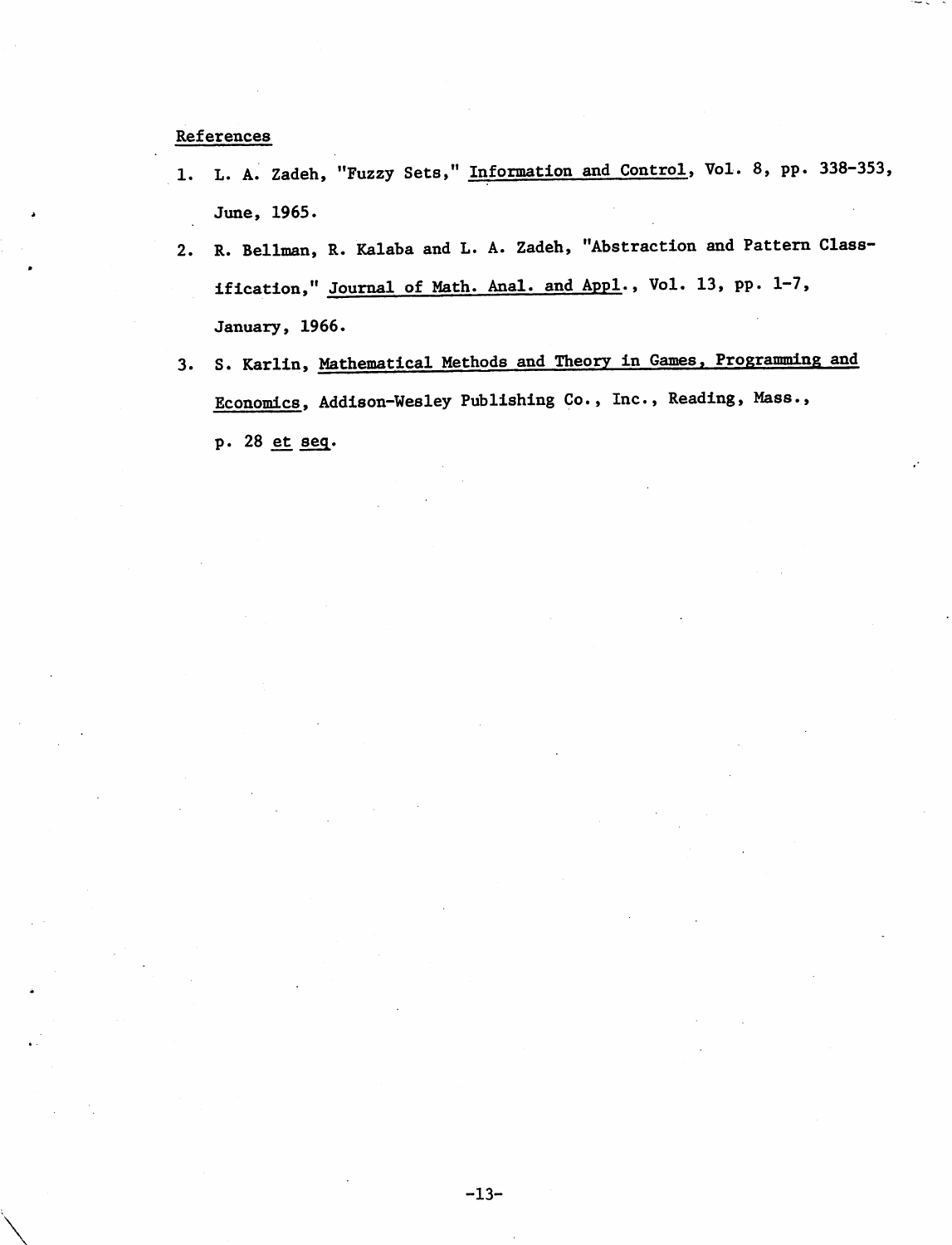## References

1. L. A. Zadeh, "Fuzzy Sets," Information and Control, Vol. 8, pp. 338-353, June, 1965.
2. R. Bellman, R. Kalaba and L. A. Zadeh, "Abstraction and Pattern Classification," Journal of Math. Anal. and Appl., Vol. 13, pp. 1-7, January, 1966.
3. S. Karlin, Mathematical Methods and Theory in Games, Programming and Economics, Addison-Wesley Publishing Co., Inc., Reading, Mass., p. 28 et seq.